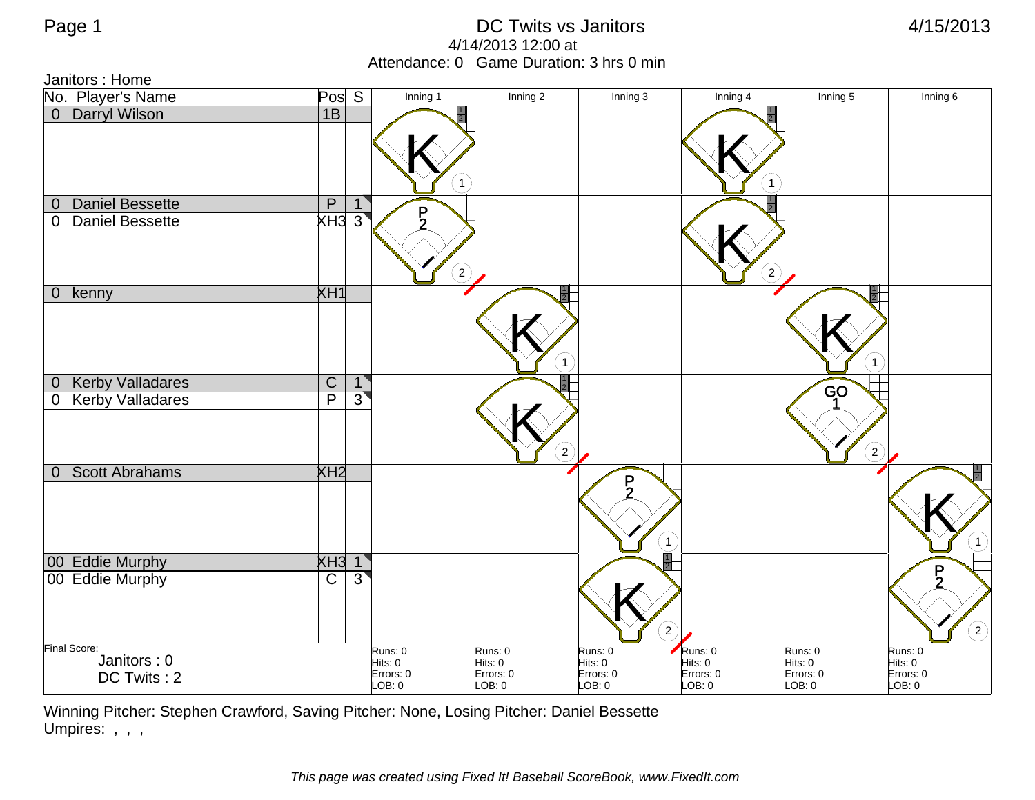# DC Twits vs Janitors

4/14/2013 12:00 at

Attendance: 0   Game Duration: 3 hrs 0 min

4/15/2013

Janitors : Home

| No. | Player's Name | Pos | S | Inning 1 | Inning 2 | Inning 3 | Inning 4 | Inning 5 | Inning 6 |
|---|---|---|---|---|---|---|---|---|---|
| 0 | Darryl Wilson | 1B | | K (1) | | | K (1) | | |
| 0 | Daniel Bessette | P | 1 | P 2 (2) | | | K (2) | | |
| 0 | Daniel Bessette | XH3 | 3 | | | | | | |
| 0 | kenny | XH1 | | | K (1) | | | K (1) | |
| 0 | Kerby Valladares | C | 1 | | K (2) | | | GO 1 (2) | |
| 0 | Kerby Valladares | P | 3 | | | | | | |
| 0 | Scott Abrahams | XH2 | | | | P 2 (1) | | | K (1) |
| 00 | Eddie Murphy | XH3 | 1 | | | K (2) | | | P 2 (2) |
| 00 | Eddie Murphy | C | 3 | | | | | | |
| | | | | Runs: 0<br>Hits: 0<br>Errors: 0<br>LOB: 0 | Runs: 0<br>Hits: 0<br>Errors: 0<br>LOB: 0 | Runs: 0<br>Hits: 0<br>Errors: 0<br>LOB: 0 | Runs: 0<br>Hits: 0<br>Errors: 0<br>LOB: 0 | Runs: 0<br>Hits: 0<br>Errors: 0<br>LOB: 0 | Runs: 0<br>Hits: 0<br>Errors: 0<br>LOB: 0 |

Final Score:

Janitors : 0

DC Twits : 2

Winning Pitcher: Stephen Crawford, Saving Pitcher: None, Losing Pitcher: Daniel Bessette

Umpires: , , ,

*This page was created using Fixed It! Baseball ScoreBook, www.FixedIt.com*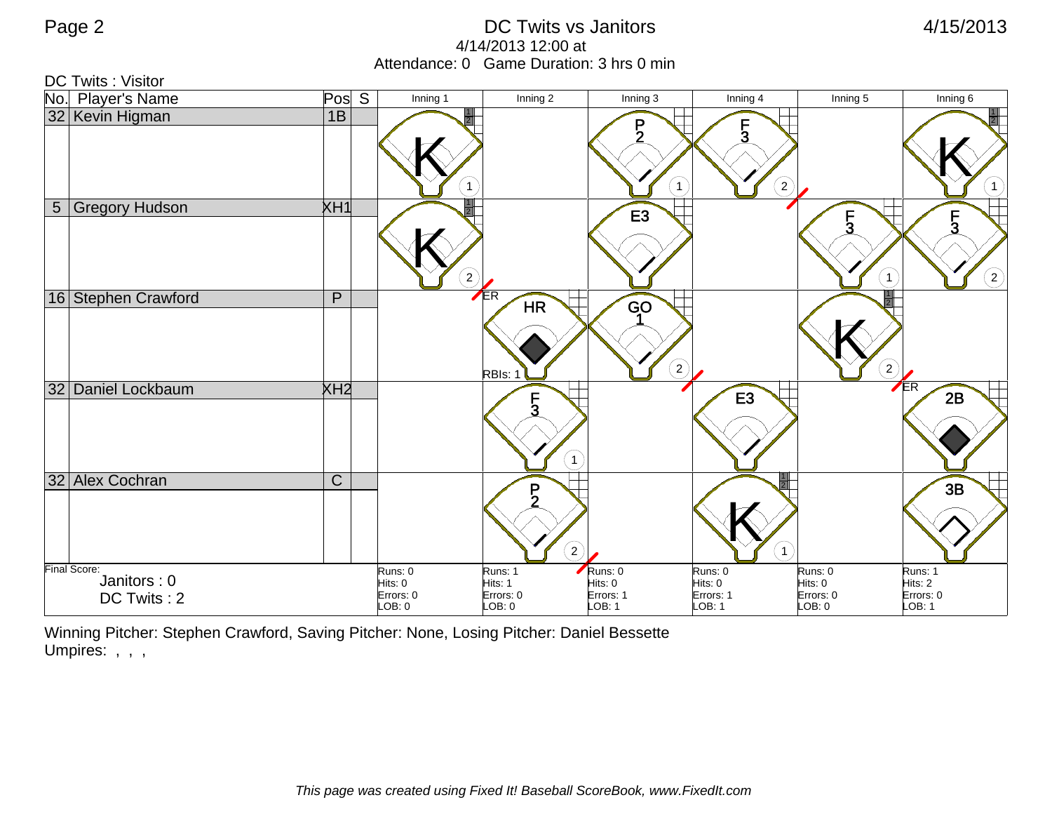# DC Twits vs Janitors

4/14/2013 12:00 at

Attendance: 0   Game Duration: 3 hrs 0 min

4/15/2013

DC Twits : Visitor

| No. | Player's Name | Pos | S | Inning 1 | Inning 2 | Inning 3 | Inning 4 | Inning 5 | Inning 6 |
|---|---|---|---|---|---|---|---|---|---|
| 32 | Kevin Higman | 1B | | K (1) | | P 2 (1) | F 3 (2) | | K (1) |
| 5 | Gregory Hudson | XH1 | | K (2) | | E3 | | F 3 (1) | F 3 (2) |
| 16 | Stephen Crawford | P | | | ER HR RBIs: 1 | GO 1 (2) | | K (2) | |
| 32 | Daniel Lockbaum | XH2 | | | F 3 (1) | | E3 | | ER 2B |
| 32 | Alex Cochran | C | | | P 2 (2) | | K (1) | | 3B |
| | | | | Runs: 0<br>Hits: 0<br>Errors: 0<br>LOB: 0 | Runs: 1<br>Hits: 1<br>Errors: 0<br>LOB: 0 | Runs: 0<br>Hits: 0<br>Errors: 1<br>LOB: 1 | Runs: 0<br>Hits: 0<br>Errors: 1<br>LOB: 1 | Runs: 0<br>Hits: 0<br>Errors: 0<br>LOB: 0 | Runs: 1<br>Hits: 2<br>Errors: 0<br>LOB: 1 |

Final Score:
Janitors : 0
DC Twits : 2

Winning Pitcher: Stephen Crawford, Saving Pitcher: None, Losing Pitcher: Daniel Bessette

Umpires: , , ,

*This page was created using Fixed It! Baseball ScoreBook, www.FixedIt.com*